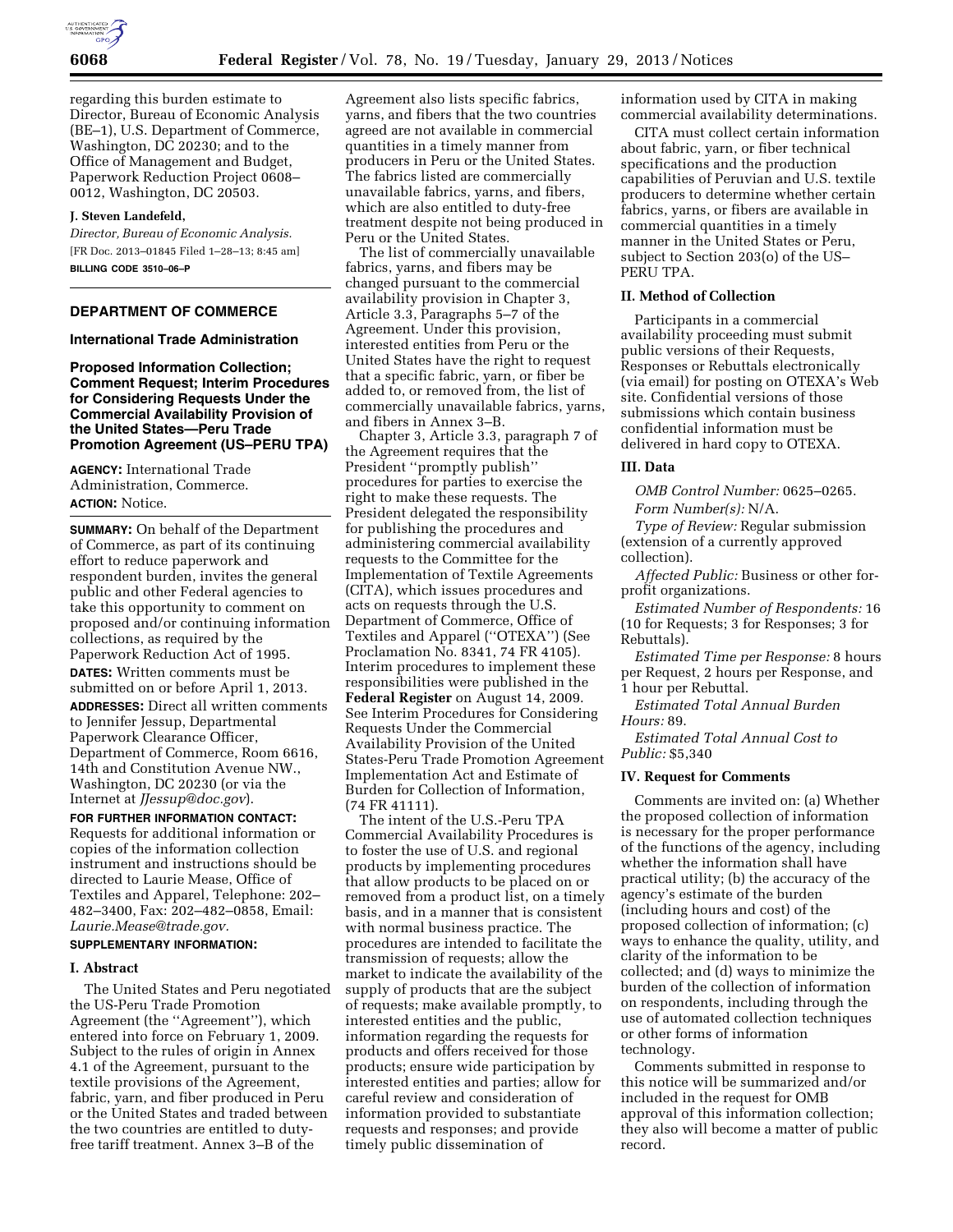regarding this burden estimate to Director, Bureau of Economic Analysis (BE–1), U.S. Department of Commerce, Washington, DC 20230; and to the Office of Management and Budget, Paperwork Reduction Project 0608–0012, Washington, DC 20503.

**J. Steven Landefeld,**

*Director, Bureau of Economic Analysis.*

[FR Doc. 2013–01845 Filed 1–28–13; 8:45 am]

**BILLING CODE 3510–06–P**

---

## DEPARTMENT OF COMMERCE

### International Trade Administration

### Proposed Information Collection; Comment Request; Interim Procedures for Considering Requests Under the Commercial Availability Provision of the United States—Peru Trade Promotion Agreement (US–PERU TPA)

**AGENCY:** International Trade Administration, Commerce.

**ACTION:** Notice.

**SUMMARY:** On behalf of the Department of Commerce, as part of its continuing effort to reduce paperwork and respondent burden, invites the general public and other Federal agencies to take this opportunity to comment on proposed and/or continuing information collections, as required by the Paperwork Reduction Act of 1995.

**DATES:** Written comments must be submitted on or before April 1, 2013.

**ADDRESSES:** Direct all written comments to Jennifer Jessup, Departmental Paperwork Clearance Officer, Department of Commerce, Room 6616, 14th and Constitution Avenue NW., Washington, DC 20230 (or via the Internet at *JJessup@doc.gov*).

**FOR FURTHER INFORMATION CONTACT:** Requests for additional information or copies of the information collection instrument and instructions should be directed to Laurie Mease, Office of Textiles and Apparel, Telephone: 202–482–3400, Fax: 202–482–0858, Email: *Laurie.Mease@trade.gov*.

**SUPPLEMENTARY INFORMATION:**

#### I. Abstract

The United States and Peru negotiated the US-Peru Trade Promotion Agreement (the ''Agreement''), which entered into force on February 1, 2009. Subject to the rules of origin in Annex 4.1 of the Agreement, pursuant to the textile provisions of the Agreement, fabric, yarn, and fiber produced in Peru or the United States and traded between the two countries are entitled to duty-free tariff treatment. Annex 3–B of the Agreement also lists specific fabrics, yarns, and fibers that the two countries agreed are not available in commercial quantities in a timely manner from producers in Peru or the United States. The fabrics listed are commercially unavailable fabrics, yarns, and fibers, which are also entitled to duty-free treatment despite not being produced in Peru or the United States.

The list of commercially unavailable fabrics, yarns, and fibers may be changed pursuant to the commercial availability provision in Chapter 3, Article 3.3, Paragraphs 5–7 of the Agreement. Under this provision, interested entities from Peru or the United States have the right to request that a specific fabric, yarn, or fiber be added to, or removed from, the list of commercially unavailable fabrics, yarns, and fibers in Annex 3–B.

Chapter 3, Article 3.3, paragraph 7 of the Agreement requires that the President ''promptly publish'' procedures for parties to exercise the right to make these requests. The President delegated the responsibility for publishing the procedures and administering commercial availability requests to the Committee for the Implementation of Textile Agreements (CITA), which issues procedures and acts on requests through the U.S. Department of Commerce, Office of Textiles and Apparel (''OTEXA'') (See Proclamation No. 8341, 74 FR 4105). Interim procedures to implement these responsibilities were published in the **Federal Register** on August 14, 2009. See Interim Procedures for Considering Requests Under the Commercial Availability Provision of the United States-Peru Trade Promotion Agreement Implementation Act and Estimate of Burden for Collection of Information, (74 FR 41111).

The intent of the U.S.-Peru TPA Commercial Availability Procedures is to foster the use of U.S. and regional products by implementing procedures that allow products to be placed on or removed from a product list, on a timely basis, and in a manner that is consistent with normal business practice. The procedures are intended to facilitate the transmission of requests; allow the market to indicate the availability of the supply of products that are the subject of requests; make available promptly, to interested entities and the public, information regarding the requests for products and offers received for those products; ensure wide participation by interested entities and parties; allow for careful review and consideration of information provided to substantiate requests and responses; and provide timely public dissemination of information used by CITA in making commercial availability determinations.

CITA must collect certain information about fabric, yarn, or fiber technical specifications and the production capabilities of Peruvian and U.S. textile producers to determine whether certain fabrics, yarns, or fibers are available in commercial quantities in a timely manner in the United States or Peru, subject to Section 203(o) of the US–PERU TPA.

#### II. Method of Collection

Participants in a commercial availability proceeding must submit public versions of their Requests, Responses or Rebuttals electronically (via email) for posting on OTEXA's Web site. Confidential versions of those submissions which contain business confidential information must be delivered in hard copy to OTEXA.

#### III. Data

*OMB Control Number:* 0625–0265.

*Form Number(s):* N/A.

*Type of Review:* Regular submission (extension of a currently approved collection).

*Affected Public:* Business or other for-profit organizations.

*Estimated Number of Respondents:* 16 (10 for Requests; 3 for Responses; 3 for Rebuttals).

*Estimated Time per Response:* 8 hours per Request, 2 hours per Response, and 1 hour per Rebuttal.

*Estimated Total Annual Burden Hours:* 89.

*Estimated Total Annual Cost to Public:* $5,340

#### IV. Request for Comments

Comments are invited on: (a) Whether the proposed collection of information is necessary for the proper performance of the functions of the agency, including whether the information shall have practical utility; (b) the accuracy of the agency's estimate of the burden (including hours and cost) of the proposed collection of information; (c) ways to enhance the quality, utility, and clarity of the information to be collected; and (d) ways to minimize the burden of the collection of information on respondents, including through the use of automated collection techniques or other forms of information technology.

Comments submitted in response to this notice will be summarized and/or included in the request for OMB approval of this information collection; they also will become a matter of public record.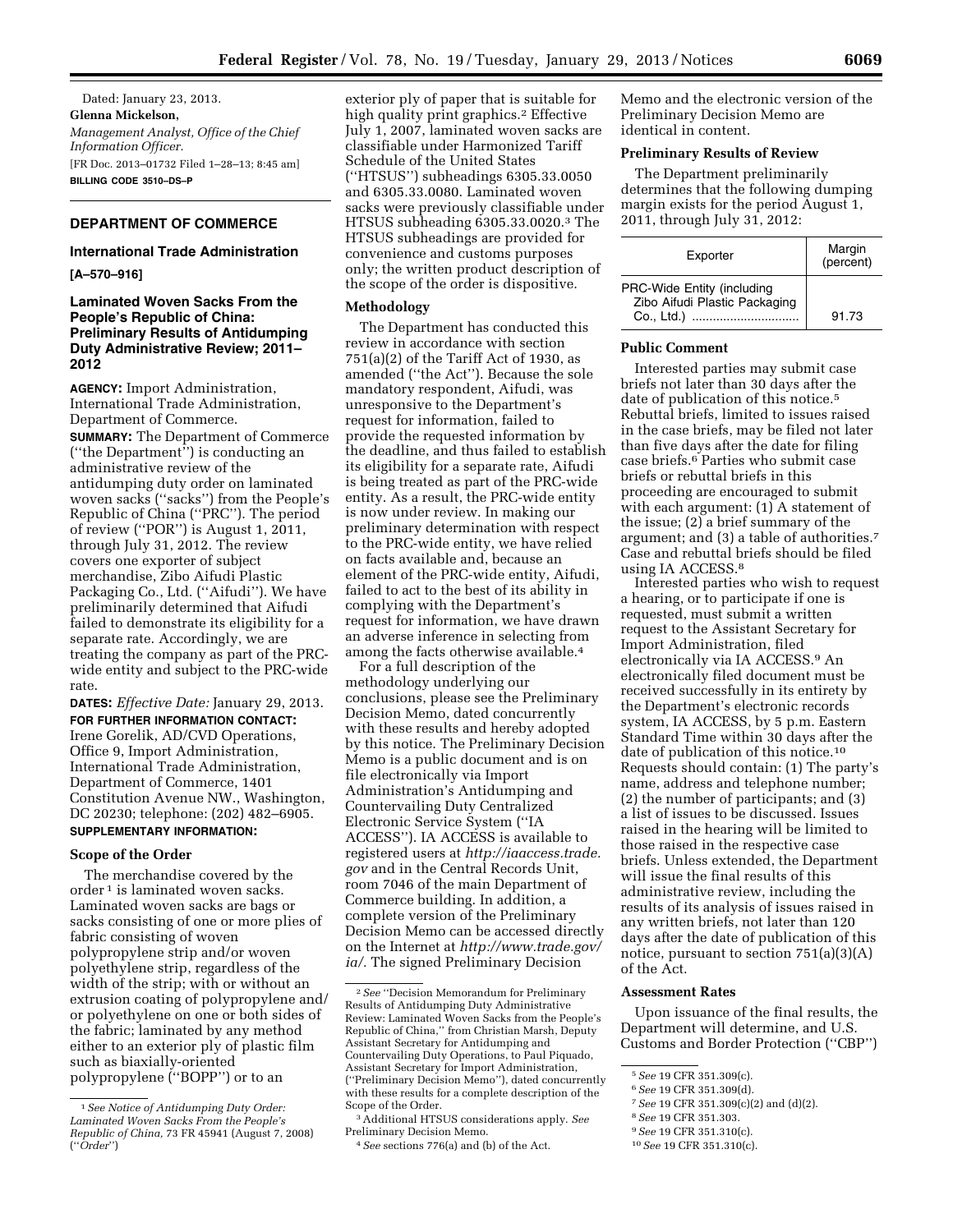Dated: January 23, 2013.

**Glenna Mickelson,**

*Management Analyst, Office of the Chief Information Officer.*

[FR Doc. 2013–01732 Filed 1–28–13; 8:45 am]

**BILLING CODE 3510–DS–P**

## DEPARTMENT OF COMMERCE

### International Trade Administration

**[A–570–916]**

### Laminated Woven Sacks From the People's Republic of China: Preliminary Results of Antidumping Duty Administrative Review; 2011–2012

**AGENCY:** Import Administration, International Trade Administration, Department of Commerce.

**SUMMARY:** The Department of Commerce (''the Department'') is conducting an administrative review of the antidumping duty order on laminated woven sacks (''sacks'') from the People's Republic of China (''PRC''). The period of review (''POR'') is August 1, 2011, through July 31, 2012. The review covers one exporter of subject merchandise, Zibo Aifudi Plastic Packaging Co., Ltd. (''Aifudi''). We have preliminarily determined that Aifudi failed to demonstrate its eligibility for a separate rate. Accordingly, we are treating the company as part of the PRC-wide entity and subject to the PRC-wide rate.

**DATES:** *Effective Date:* January 29, 2013.

**FOR FURTHER INFORMATION CONTACT:** Irene Gorelik, AD/CVD Operations, Office 9, Import Administration, International Trade Administration, Department of Commerce, 1401 Constitution Avenue NW., Washington, DC 20230; telephone: (202) 482–6905.

**SUPPLEMENTARY INFORMATION:**

#### Scope of the Order

The merchandise covered by the order [1] is laminated woven sacks. Laminated woven sacks are bags or sacks consisting of one or more plies of fabric consisting of woven polypropylene strip and/or woven polyethylene strip, regardless of the width of the strip; with or without an extrusion coating of polypropylene and/or polyethylene on one or both sides of the fabric; laminated by any method either to an exterior ply of plastic film such as biaxially-oriented polypropylene (''BOPP'') or to an exterior ply of paper that is suitable for high quality print graphics.[2] Effective July 1, 2007, laminated woven sacks are classifiable under Harmonized Tariff Schedule of the United States (''HTSUS'') subheadings 6305.33.0050 and 6305.33.0080. Laminated woven sacks were previously classifiable under HTSUS subheading 6305.33.0020.[3] The HTSUS subheadings are provided for convenience and customs purposes only; the written product description of the scope of the order is dispositive.

#### Methodology

The Department has conducted this review in accordance with section 751(a)(2) of the Tariff Act of 1930, as amended (''the Act''). Because the sole mandatory respondent, Aifudi, was unresponsive to the Department's request for information, failed to provide the requested information by the deadline, and thus failed to establish its eligibility for a separate rate, Aifudi is being treated as part of the PRC-wide entity. As a result, the PRC-wide entity is now under review. In making our preliminary determination with respect to the PRC-wide entity, we have relied on facts available and, because an element of the PRC-wide entity, Aifudi, failed to act to the best of its ability in complying with the Department's request for information, we have drawn an adverse inference in selecting from among the facts otherwise available.[4]

For a full description of the methodology underlying our conclusions, please see the Preliminary Decision Memo, dated concurrently with these results and hereby adopted by this notice. The Preliminary Decision Memo is a public document and is on file electronically via Import Administration's Antidumping and Countervailing Duty Centralized Electronic Service System (''IA ACCESS''). IA ACCESS is available to registered users at *http://iaaccess.trade.gov* and in the Central Records Unit, room 7046 of the main Department of Commerce building. In addition, a complete version of the Preliminary Decision Memo can be accessed directly on the Internet at *http://www.trade.gov/ia/*. The signed Preliminary Decision Memo and the electronic version of the Preliminary Decision Memo are identical in content.

#### Preliminary Results of Review

The Department preliminarily determines that the following dumping margin exists for the period August 1, 2011, through July 31, 2012:

| Exporter | Margin (percent) |
|---|---|
| PRC-Wide Entity (including Zibo Aifudi Plastic Packaging Co., Ltd.) | 91.73 |

#### Public Comment

Interested parties may submit case briefs not later than 30 days after the date of publication of this notice.[5] Rebuttal briefs, limited to issues raised in the case briefs, may be filed not later than five days after the date for filing case briefs.[6] Parties who submit case briefs or rebuttal briefs in this proceeding are encouraged to submit with each argument: (1) A statement of the issue; (2) a brief summary of the argument; and (3) a table of authorities.[7] Case and rebuttal briefs should be filed using IA ACCESS.[8]

Interested parties who wish to request a hearing, or to participate if one is requested, must submit a written request to the Assistant Secretary for Import Administration, filed electronically via IA ACCESS.[9] An electronically filed document must be received successfully in its entirety by the Department's electronic records system, IA ACCESS, by 5 p.m. Eastern Standard Time within 30 days after the date of publication of this notice.[10] Requests should contain: (1) The party's name, address and telephone number; (2) the number of participants; and (3) a list of issues to be discussed. Issues raised in the hearing will be limited to those raised in the respective case briefs. Unless extended, the Department will issue the final results of this administrative review, including the results of its analysis of issues raised in any written briefs, not later than 120 days after the date of publication of this notice, pursuant to section 751(a)(3)(A) of the Act.

#### Assessment Rates

Upon issuance of the final results, the Department will determine, and U.S. Customs and Border Protection (''CBP'')

---

[1] *See Notice of Antidumping Duty Order: Laminated Woven Sacks From the People's Republic of China,* 73 FR 45941 (August 7, 2008) (''*Order*'')

[2] *See* ''Decision Memorandum for Preliminary Results of Antidumping Duty Administrative Review: Laminated Woven Sacks from the People's Republic of China,'' from Christian Marsh, Deputy Assistant Secretary for Antidumping and Countervailing Duty Operations, to Paul Piquado, Assistant Secretary for Import Administration, (''Preliminary Decision Memo''), dated concurrently with these results for a complete description of the Scope of the Order.

[3] Additional HTSUS considerations apply. *See* Preliminary Decision Memo.

[4] *See* sections 776(a) and (b) of the Act.

[5] *See* 19 CFR 351.309(c).

[6] *See* 19 CFR 351.309(d).

[7] *See* 19 CFR 351.309(c)(2) and (d)(2).

[8] *See* 19 CFR 351.303.

[9] *See* 19 CFR 351.310(c).

[10] *See* 19 CFR 351.310(c).